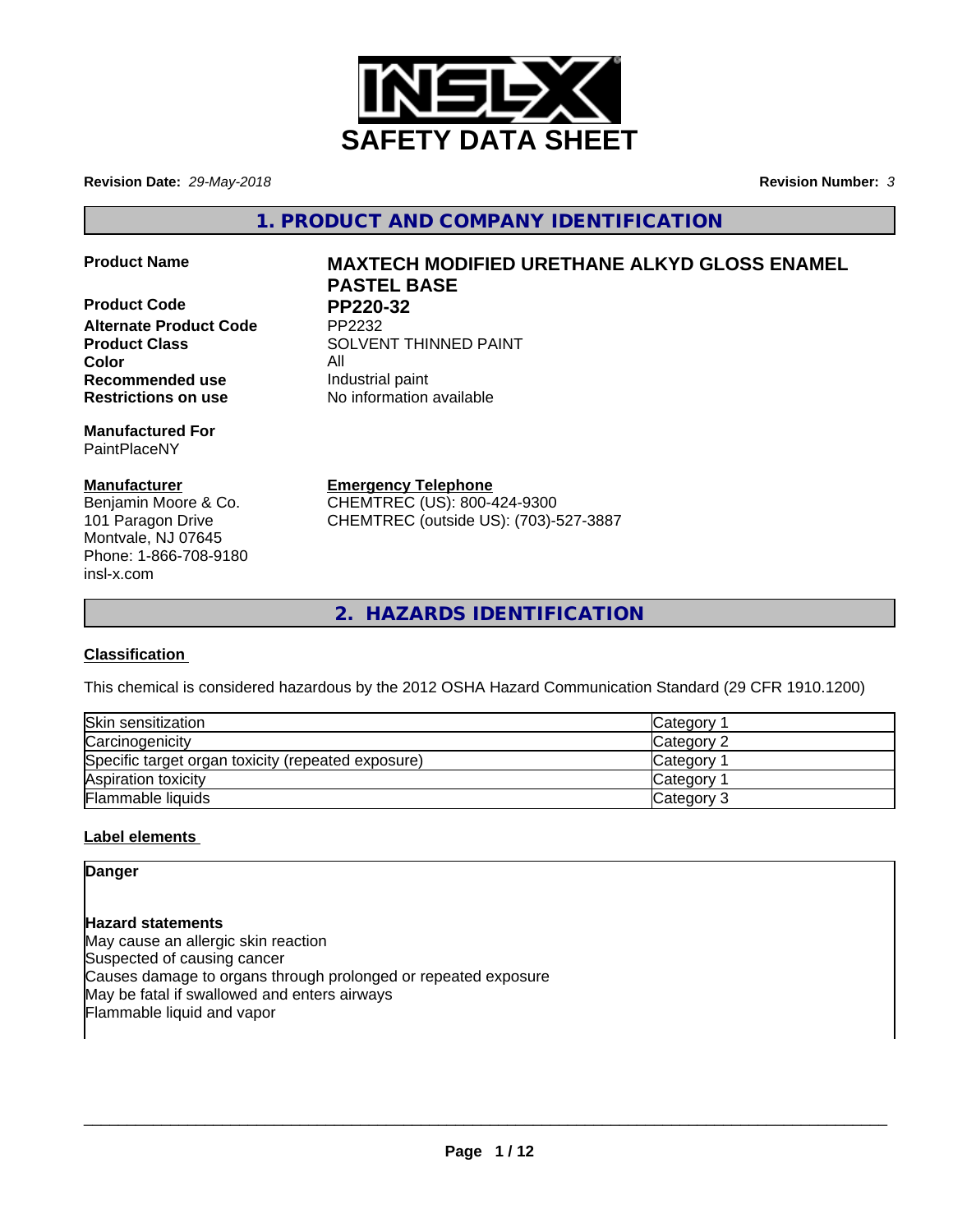# SAFETY DATA SHEET

**Revision Date:** *29-May-2018* **Revision Number:** *3*

## 1. PRODUCT AND COMPANY IDENTIFICATION

| | |
|---|---|
| **Product Name** | **MAXTECH MODIFIED URETHANE ALKYD GLOSS ENAMEL PASTEL BASE** |
| **Product Code** | **PP220-32** |
| **Alternate Product Code** | PP2232 |
| **Product Class** | SOLVENT THINNED PAINT |
| **Color** | All |
| **Recommended use** | Industrial paint |
| **Restrictions on use** | No information available |

**Manufactured For**
PaintPlaceNY

**Manufacturer**
Benjamin Moore & Co.
101 Paragon Drive
Montvale, NJ 07645
Phone: 1-866-708-9180
insl-x.com

**Emergency Telephone**
CHEMTREC (US): 800-424-9300
CHEMTREC (outside US): (703)-527-3887

## 2. HAZARDS IDENTIFICATION

**Classification**

This chemical is considered hazardous by the 2012 OSHA Hazard Communication Standard (29 CFR 1910.1200)

| | |
|---|---|
| Skin sensitization | Category 1 |
| Carcinogenicity | Category 2 |
| Specific target organ toxicity (repeated exposure) | Category 1 |
| Aspiration toxicity | Category 1 |
| Flammable liquids | Category 3 |

**Label elements**

**Danger**

**Hazard statements**
May cause an allergic skin reaction
Suspected of causing cancer
Causes damage to organs through prolonged or repeated exposure
May be fatal if swallowed and enters airways
Flammable liquid and vapor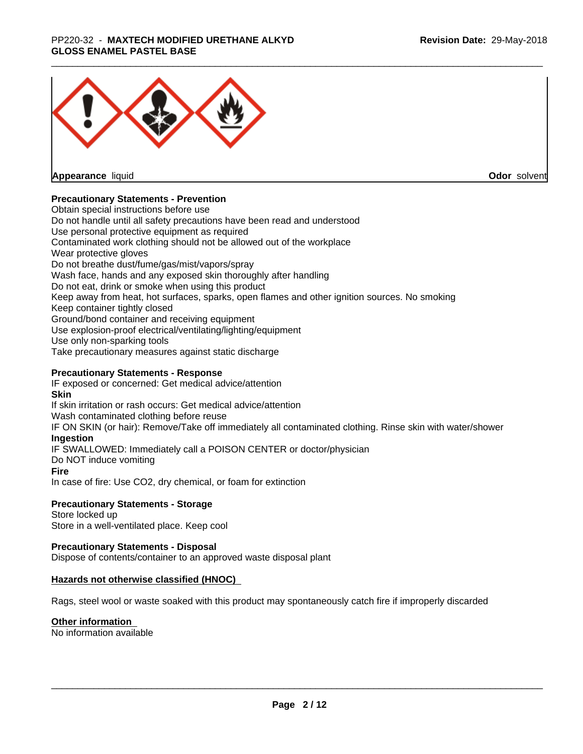**Appearance** liquid **Odor** solvent

**Precautionary Statements - Prevention**

Obtain special instructions before use
Do not handle until all safety precautions have been read and understood
Use personal protective equipment as required
Contaminated work clothing should not be allowed out of the workplace
Wear protective gloves
Do not breathe dust/fume/gas/mist/vapors/spray
Wash face, hands and any exposed skin thoroughly after handling
Do not eat, drink or smoke when using this product
Keep away from heat, hot surfaces, sparks, open flames and other ignition sources. No smoking
Keep container tightly closed
Ground/bond container and receiving equipment
Use explosion-proof electrical/ventilating/lighting/equipment
Use only non-sparking tools
Take precautionary measures against static discharge

**Precautionary Statements - Response**

IF exposed or concerned: Get medical advice/attention

**Skin**

If skin irritation or rash occurs: Get medical advice/attention
Wash contaminated clothing before reuse
IF ON SKIN (or hair): Remove/Take off immediately all contaminated clothing. Rinse skin with water/shower

**Ingestion**

IF SWALLOWED: Immediately call a POISON CENTER or doctor/physician
Do NOT induce vomiting

**Fire**

In case of fire: Use CO2, dry chemical, or foam for extinction

**Precautionary Statements - Storage**

Store locked up
Store in a well-ventilated place. Keep cool

**Precautionary Statements - Disposal**

Dispose of contents/container to an approved waste disposal plant

**Hazards not otherwise classified (HNOC)**

Rags, steel wool or waste soaked with this product may spontaneously catch fire if improperly discarded

**Other information**

No information available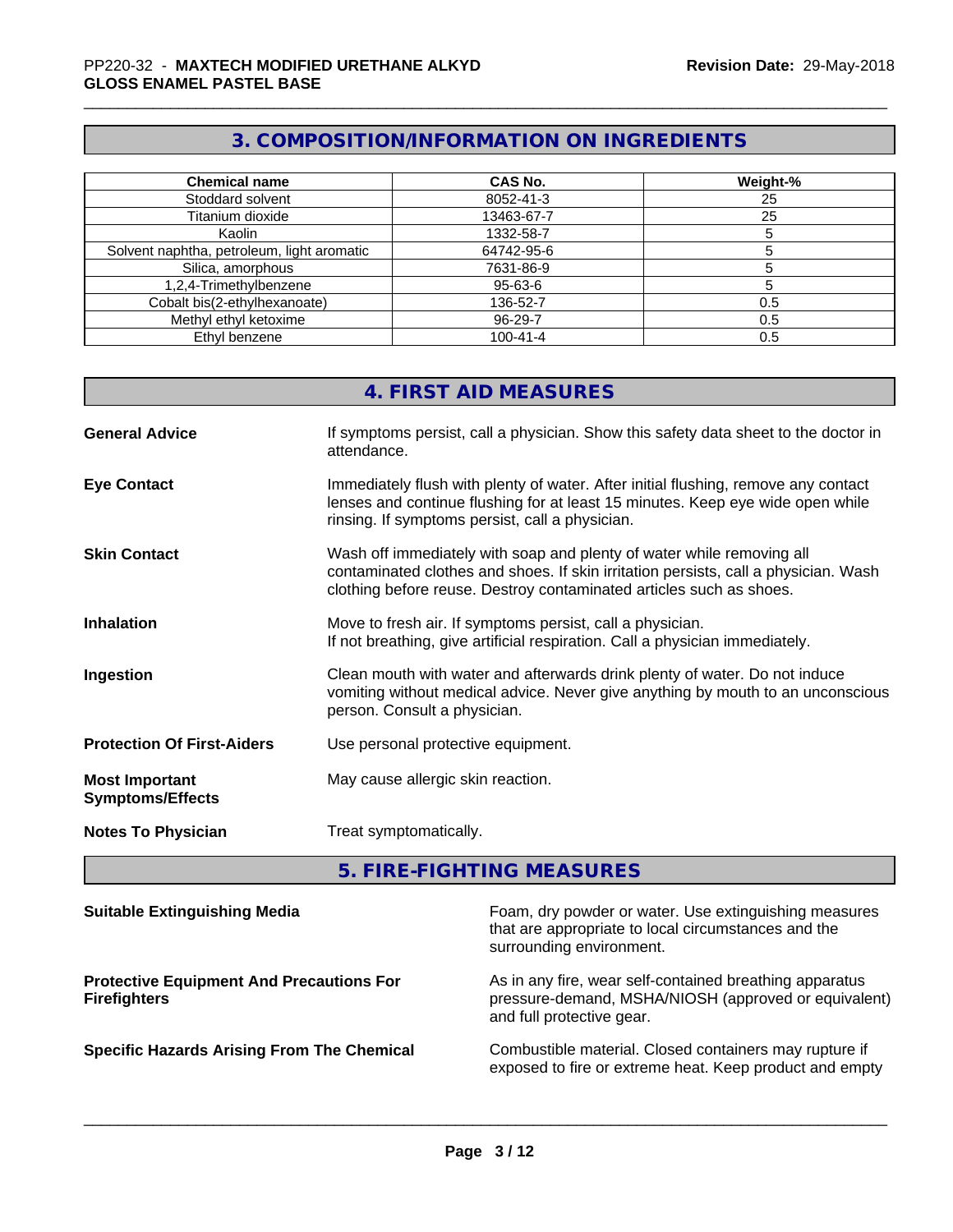## 3. COMPOSITION/INFORMATION ON INGREDIENTS

| Chemical name | CAS No. | Weight-% |
|---|---|---|
| Stoddard solvent | 8052-41-3 | 25 |
| Titanium dioxide | 13463-67-7 | 25 |
| Kaolin | 1332-58-7 | 5 |
| Solvent naphtha, petroleum, light aromatic | 64742-95-6 | 5 |
| Silica, amorphous | 7631-86-9 | 5 |
| 1,2,4-Trimethylbenzene | 95-63-6 | 5 |
| Cobalt bis(2-ethylhexanoate) | 136-52-7 | 0.5 |
| Methyl ethyl ketoxime | 96-29-7 | 0.5 |
| Ethyl benzene | 100-41-4 | 0.5 |

## 4. FIRST AID MEASURES

**General Advice** If symptoms persist, call a physician. Show this safety data sheet to the doctor in attendance.

**Eye Contact** Immediately flush with plenty of water. After initial flushing, remove any contact lenses and continue flushing for at least 15 minutes. Keep eye wide open while rinsing. If symptoms persist, call a physician.

**Skin Contact** Wash off immediately with soap and plenty of water while removing all contaminated clothes and shoes. If skin irritation persists, call a physician. Wash clothing before reuse. Destroy contaminated articles such as shoes.

**Inhalation** Move to fresh air. If symptoms persist, call a physician.
If not breathing, give artificial respiration. Call a physician immediately.

**Ingestion** Clean mouth with water and afterwards drink plenty of water. Do not induce vomiting without medical advice. Never give anything by mouth to an unconscious person. Consult a physician.

**Protection Of First-Aiders** Use personal protective equipment.

**Most Important Symptoms/Effects** May cause allergic skin reaction.

**Notes To Physician** Treat symptomatically.

## 5. FIRE-FIGHTING MEASURES

**Suitable Extinguishing Media** Foam, dry powder or water. Use extinguishing measures that are appropriate to local circumstances and the surrounding environment.

**Protective Equipment And Precautions For Firefighters** As in any fire, wear self-contained breathing apparatus pressure-demand, MSHA/NIOSH (approved or equivalent) and full protective gear.

**Specific Hazards Arising From The Chemical** Combustible material. Closed containers may rupture if exposed to fire or extreme heat. Keep product and empty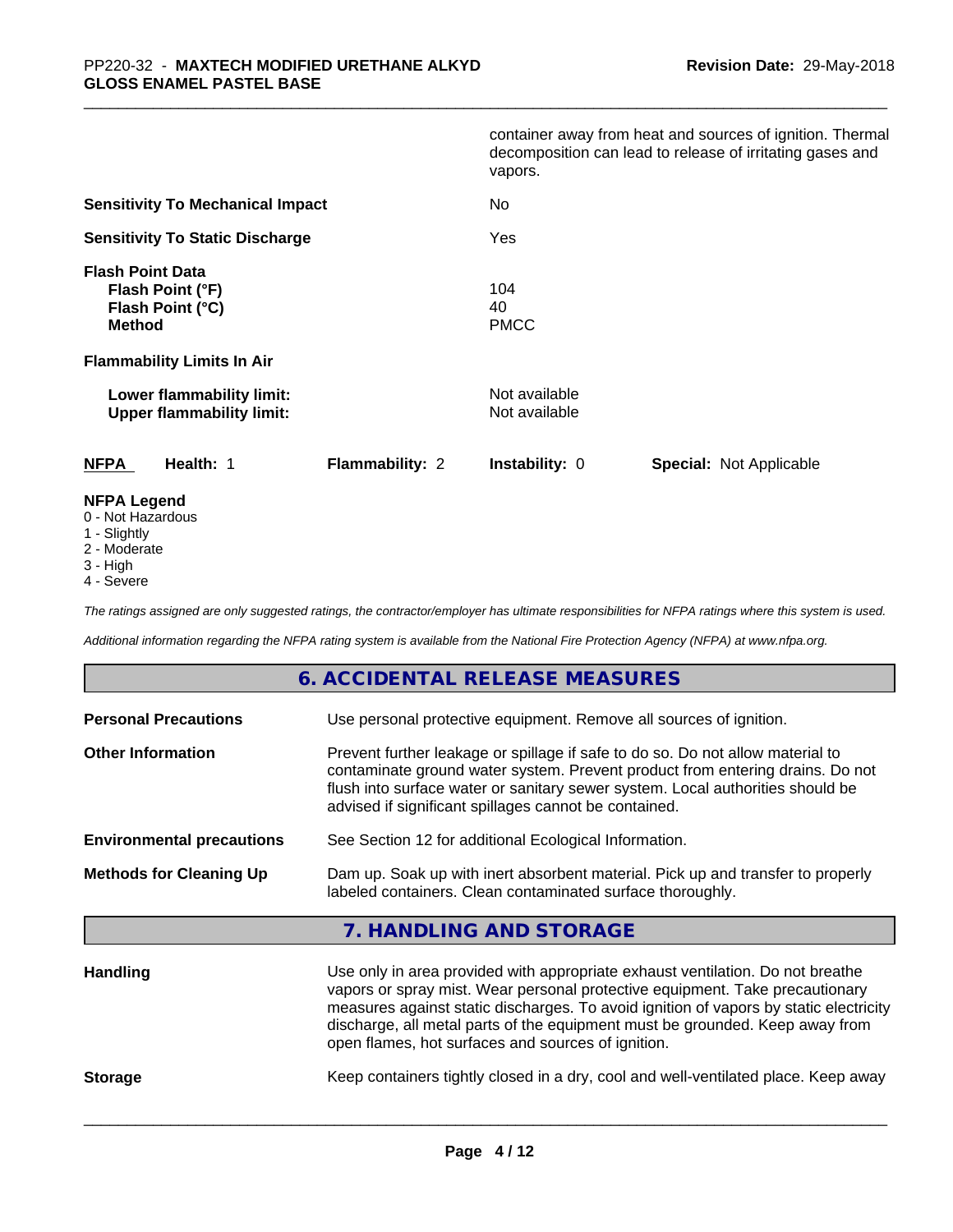| | |
|---|---|
| | container away from heat and sources of ignition. Thermal decomposition can lead to release of irritating gases and vapors. |
| **Sensitivity To Mechanical Impact** | No |
| **Sensitivity To Static Discharge** | Yes |
| **Flash Point Data** | |
| **Flash Point (°F)** | 104 |
| **Flash Point (°C)** | 40 |
| **Method** | PMCC |
| **Flammability Limits In Air** | |
| **Lower flammability limit:** | Not available |
| **Upper flammability limit:** | Not available |

| **NFPA** | **Health:** 1 | **Flammability:** 2 | **Instability:** 0 | **Special:** Not Applicable |
|---|---|---|---|---|

**NFPA Legend**
- 0 - Not Hazardous
- 1 - Slightly
- 2 - Moderate
- 3 - High
- 4 - Severe

*The ratings assigned are only suggested ratings, the contractor/employer has ultimate responsibilities for NFPA ratings where this system is used.*

*Additional information regarding the NFPA rating system is available from the National Fire Protection Agency (NFPA) at www.nfpa.org.*

## 6. ACCIDENTAL RELEASE MEASURES

| | |
|---|---|
| **Personal Precautions** | Use personal protective equipment. Remove all sources of ignition. |
| **Other Information** | Prevent further leakage or spillage if safe to do so. Do not allow material to contaminate ground water system. Prevent product from entering drains. Do not flush into surface water or sanitary sewer system. Local authorities should be advised if significant spillages cannot be contained. |
| **Environmental precautions** | See Section 12 for additional Ecological Information. |
| **Methods for Cleaning Up** | Dam up. Soak up with inert absorbent material. Pick up and transfer to properly labeled containers. Clean contaminated surface thoroughly. |

## 7. HANDLING AND STORAGE

| | |
|---|---|
| **Handling** | Use only in area provided with appropriate exhaust ventilation. Do not breathe vapors or spray mist. Wear personal protective equipment. Take precautionary measures against static discharges. To avoid ignition of vapors by static electricity discharge, all metal parts of the equipment must be grounded. Keep away from open flames, hot surfaces and sources of ignition. |
| **Storage** | Keep containers tightly closed in a dry, cool and well-ventilated place. Keep away |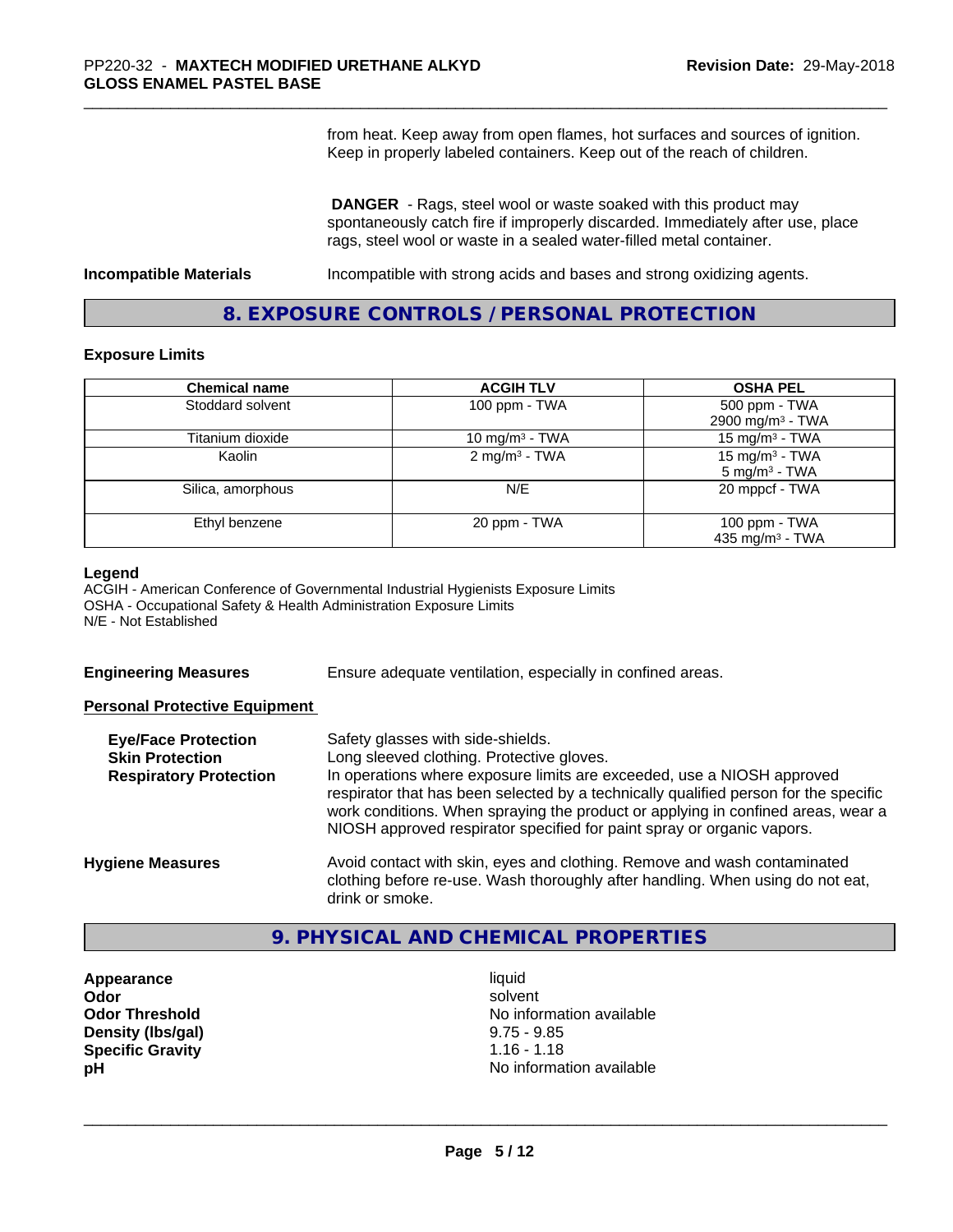from heat. Keep away from open flames, hot surfaces and sources of ignition. Keep in properly labeled containers. Keep out of the reach of children.

**DANGER** - Rags, steel wool or waste soaked with this product may spontaneously catch fire if improperly discarded. Immediately after use, place rags, steel wool or waste in a sealed water-filled metal container.

**Incompatible Materials** Incompatible with strong acids and bases and strong oxidizing agents.

## 8. EXPOSURE CONTROLS / PERSONAL PROTECTION

### Exposure Limits

| Chemical name | ACGIH TLV | OSHA PEL |
|---|---|---|
| Stoddard solvent | 100 ppm - TWA | 500 ppm - TWA<br>2900 mg/m³ - TWA |
| Titanium dioxide | 10 mg/m³ - TWA | 15 mg/m³ - TWA |
| Kaolin | 2 mg/m³ - TWA | 15 mg/m³ - TWA<br>5 mg/m³ - TWA |
| Silica, amorphous | N/E | 20 mppcf - TWA |
| Ethyl benzene | 20 ppm - TWA | 100 ppm - TWA<br>435 mg/m³ - TWA |

**Legend**
ACGIH - American Conference of Governmental Industrial Hygienists Exposure Limits
OSHA - Occupational Safety & Health Administration Exposure Limits
N/E - Not Established

**Engineering Measures** Ensure adequate ventilation, especially in confined areas.

**Personal Protective Equipment**

**Eye/Face Protection** Safety glasses with side-shields.

**Skin Protection** Long sleeved clothing. Protective gloves.

**Respiratory Protection** In operations where exposure limits are exceeded, use a NIOSH approved respirator that has been selected by a technically qualified person for the specific work conditions. When spraying the product or applying in confined areas, wear a NIOSH approved respirator specified for paint spray or organic vapors.

**Hygiene Measures** Avoid contact with skin, eyes and clothing. Remove and wash contaminated clothing before re-use. Wash thoroughly after handling. When using do not eat, drink or smoke.

## 9. PHYSICAL AND CHEMICAL PROPERTIES

**Appearance** liquid
**Odor** solvent
**Odor Threshold** No information available
**Density (lbs/gal)** 9.75 - 9.85
**Specific Gravity** 1.16 - 1.18
**pH** No information available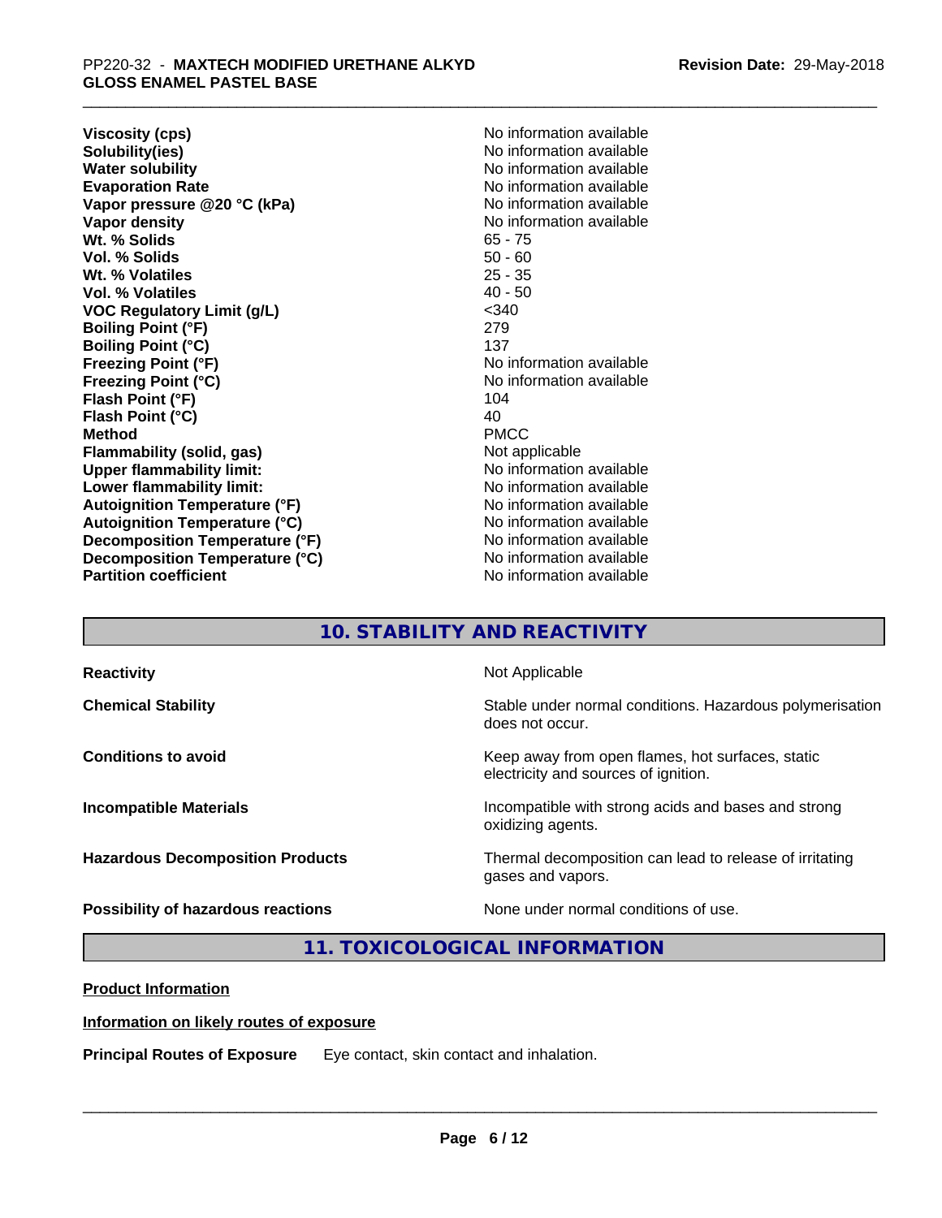| | |
|---|---|
| **Viscosity (cps)** | No information available |
| **Solubility(ies)** | No information available |
| **Water solubility** | No information available |
| **Evaporation Rate** | No information available |
| **Vapor pressure @20 °C (kPa)** | No information available |
| **Vapor density** | No information available |
| **Wt. % Solids** | 65 - 75 |
| **Vol. % Solids** | 50 - 60 |
| **Wt. % Volatiles** | 25 - 35 |
| **Vol. % Volatiles** | 40 - 50 |
| **VOC Regulatory Limit (g/L)** | <340 |
| **Boiling Point (°F)** | 279 |
| **Boiling Point (°C)** | 137 |
| **Freezing Point (°F)** | No information available |
| **Freezing Point (°C)** | No information available |
| **Flash Point (°F)** | 104 |
| **Flash Point (°C)** | 40 |
| **Method** | PMCC |
| **Flammability (solid, gas)** | Not applicable |
| **Upper flammability limit:** | No information available |
| **Lower flammability limit:** | No information available |
| **Autoignition Temperature (°F)** | No information available |
| **Autoignition Temperature (°C)** | No information available |
| **Decomposition Temperature (°F)** | No information available |
| **Decomposition Temperature (°C)** | No information available |
| **Partition coefficient** | No information available |

## 10. STABILITY AND REACTIVITY

| | |
|---|---|
| **Reactivity** | Not Applicable |
| **Chemical Stability** | Stable under normal conditions. Hazardous polymerisation does not occur. |
| **Conditions to avoid** | Keep away from open flames, hot surfaces, static electricity and sources of ignition. |
| **Incompatible Materials** | Incompatible with strong acids and bases and strong oxidizing agents. |
| **Hazardous Decomposition Products** | Thermal decomposition can lead to release of irritating gases and vapors. |
| **Possibility of hazardous reactions** | None under normal conditions of use. |

## 11. TOXICOLOGICAL INFORMATION

**Product Information**

**Information on likely routes of exposure**

**Principal Routes of Exposure** Eye contact, skin contact and inhalation.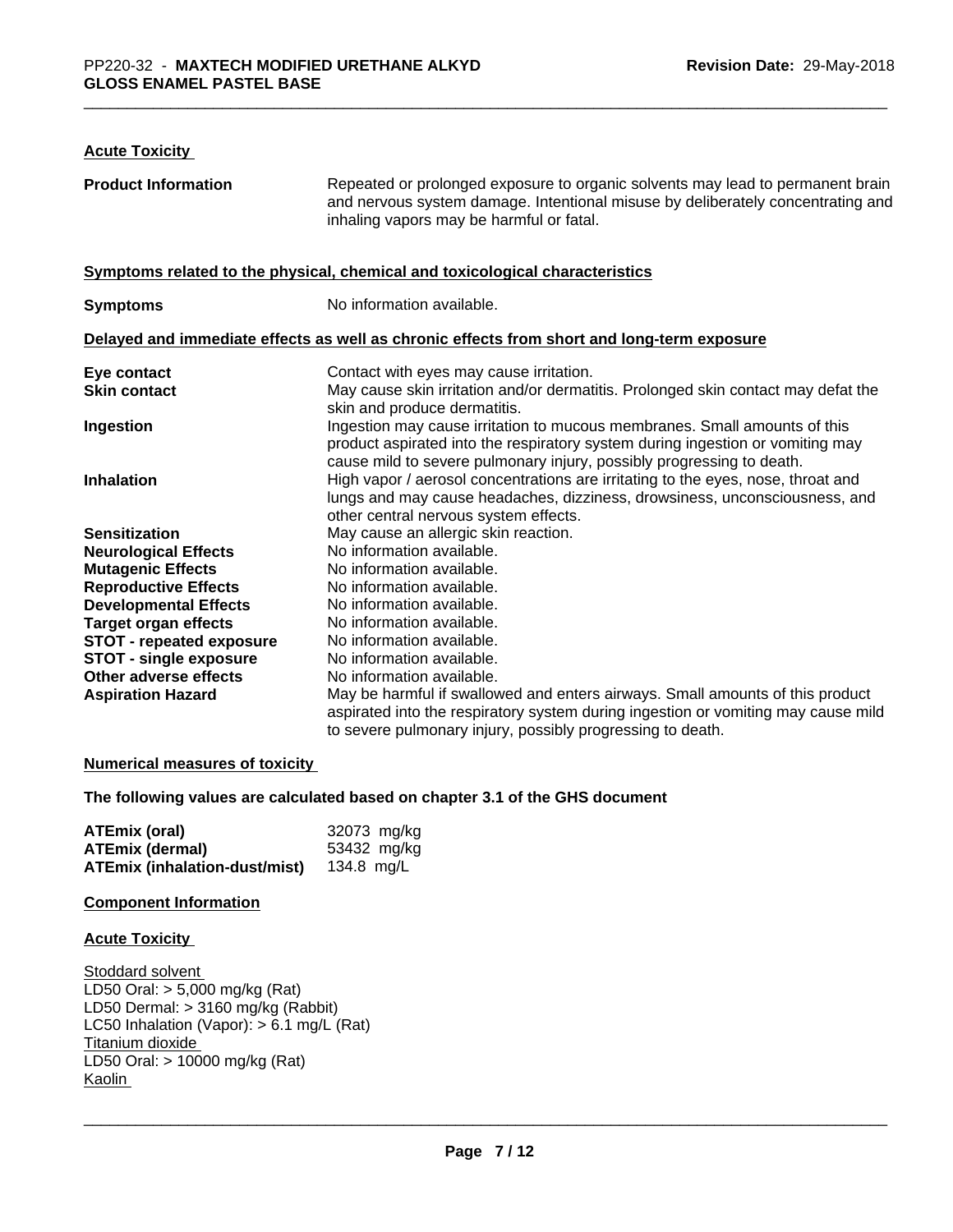## Acute Toxicity

| | |
|---|---|
| **Product Information** | Repeated or prolonged exposure to organic solvents may lead to permanent brain and nervous system damage. Intentional misuse by deliberately concentrating and inhaling vapors may be harmful or fatal. |

### Symptoms related to the physical, chemical and toxicological characteristics

| | |
|---|---|
| **Symptoms** | No information available. |

### Delayed and immediate effects as well as chronic effects from short and long-term exposure

| | |
|---|---|
| **Eye contact** | Contact with eyes may cause irritation. |
| **Skin contact** | May cause skin irritation and/or dermatitis. Prolonged skin contact may defat the skin and produce dermatitis. |
| **Ingestion** | Ingestion may cause irritation to mucous membranes. Small amounts of this product aspirated into the respiratory system during ingestion or vomiting may cause mild to severe pulmonary injury, possibly progressing to death. |
| **Inhalation** | High vapor / aerosol concentrations are irritating to the eyes, nose, throat and lungs and may cause headaches, dizziness, drowsiness, unconsciousness, and other central nervous system effects. |
| **Sensitization** | May cause an allergic skin reaction. |
| **Neurological Effects** | No information available. |
| **Mutagenic Effects** | No information available. |
| **Reproductive Effects** | No information available. |
| **Developmental Effects** | No information available. |
| **Target organ effects** | No information available. |
| **STOT - repeated exposure** | No information available. |
| **STOT - single exposure** | No information available. |
| **Other adverse effects** | No information available. |
| **Aspiration Hazard** | May be harmful if swallowed and enters airways. Small amounts of this product aspirated into the respiratory system during ingestion or vomiting may cause mild to severe pulmonary injury, possibly progressing to death. |

### Numerical measures of toxicity

**The following values are calculated based on chapter 3.1 of the GHS document**

| | |
|---|---|
| **ATEmix (oral)** | 32073 mg/kg |
| **ATEmix (dermal)** | 53432 mg/kg |
| **ATEmix (inhalation-dust/mist)** | 134.8 mg/L |

### Component Information

### Acute Toxicity

Stoddard solvent
LD50 Oral: > 5,000 mg/kg (Rat)
LD50 Dermal: > 3160 mg/kg (Rabbit)
LC50 Inhalation (Vapor): > 6.1 mg/L (Rat)
Titanium dioxide
LD50 Oral: > 10000 mg/kg (Rat)
Kaolin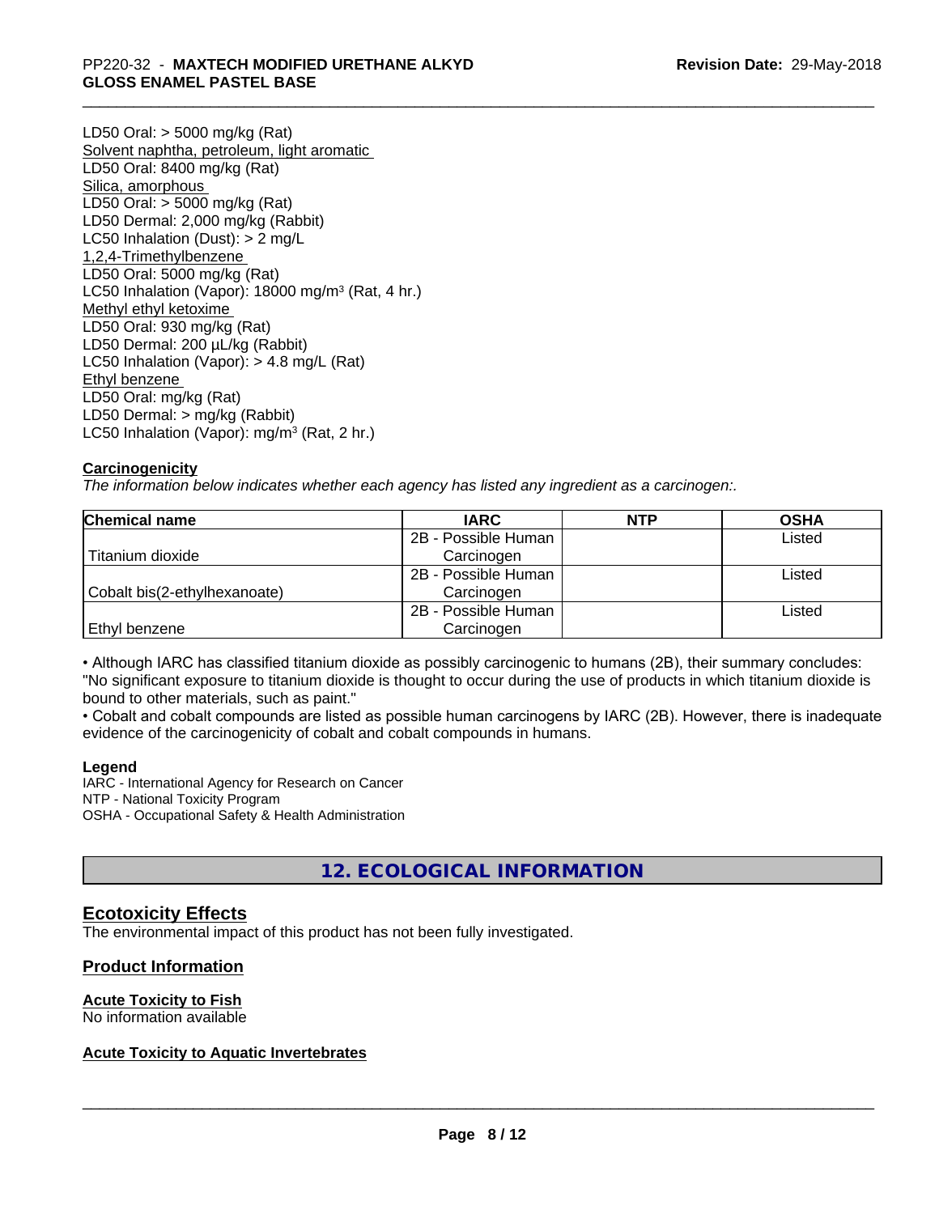LD50 Oral: > 5000 mg/kg (Rat)
Solvent naphtha, petroleum, light aromatic
LD50 Oral: 8400 mg/kg (Rat)
Silica, amorphous
LD50 Oral: > 5000 mg/kg (Rat)
LD50 Dermal: 2,000 mg/kg (Rabbit)
LC50 Inhalation (Dust): > 2 mg/L
1,2,4-Trimethylbenzene
LD50 Oral: 5000 mg/kg (Rat)
LC50 Inhalation (Vapor): 18000 mg/m$^3$ (Rat, 4 hr.)
Methyl ethyl ketoxime
LD50 Oral: 930 mg/kg (Rat)
LD50 Dermal: 200 µL/kg (Rabbit)
LC50 Inhalation (Vapor): > 4.8 mg/L (Rat)
Ethyl benzene
LD50 Oral: mg/kg (Rat)
LD50 Dermal: > mg/kg (Rabbit)
LC50 Inhalation (Vapor): mg/m$^3$ (Rat, 2 hr.)

**Carcinogenicity**

*The information below indicates whether each agency has listed any ingredient as a carcinogen:.*

| Chemical name | IARC | NTP | OSHA |
|---|---|---|---|
| Titanium dioxide | 2B - Possible Human Carcinogen | | Listed |
| Cobalt bis(2-ethylhexanoate) | 2B - Possible Human Carcinogen | | Listed |
| Ethyl benzene | 2B - Possible Human Carcinogen | | Listed |

• Although IARC has classified titanium dioxide as possibly carcinogenic to humans (2B), their summary concludes: "No significant exposure to titanium dioxide is thought to occur during the use of products in which titanium dioxide is bound to other materials, such as paint."
• Cobalt and cobalt compounds are listed as possible human carcinogens by IARC (2B). However, there is inadequate evidence of the carcinogenicity of cobalt and cobalt compounds in humans.

**Legend**
IARC - International Agency for Research on Cancer
NTP - National Toxicity Program
OSHA - Occupational Safety & Health Administration

## 12. ECOLOGICAL INFORMATION

### Ecotoxicity Effects

The environmental impact of this product has not been fully investigated.

### Product Information

**Acute Toxicity to Fish**
No information available

**Acute Toxicity to Aquatic Invertebrates**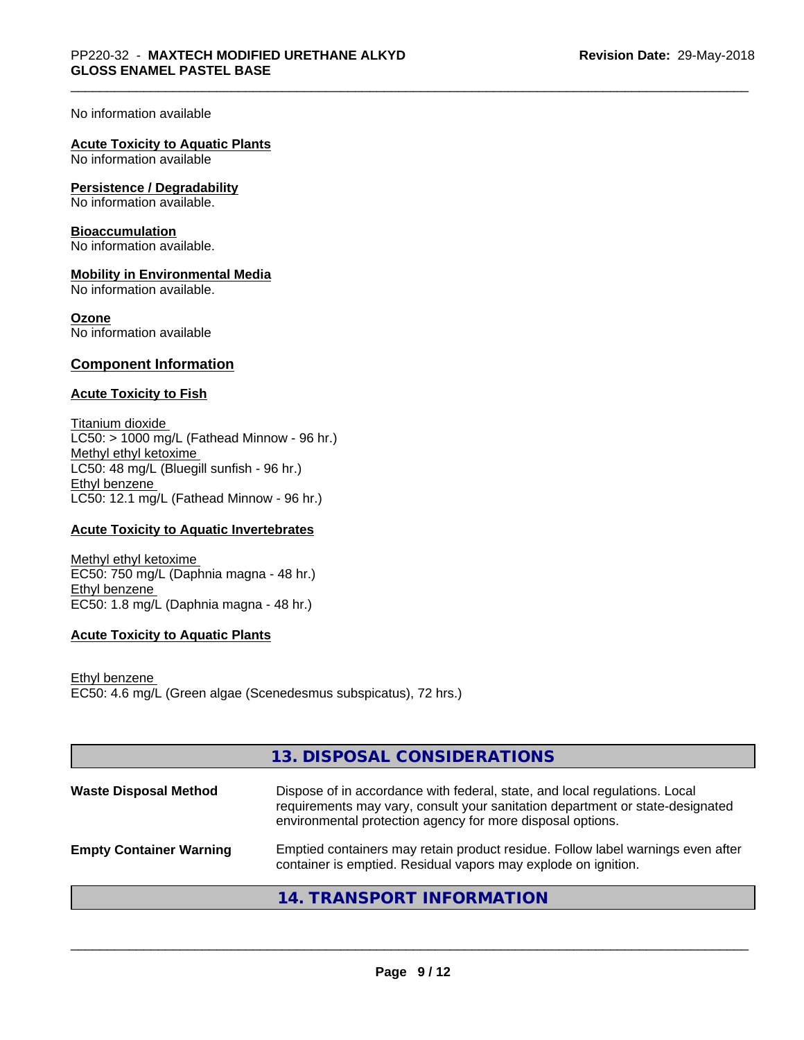No information available

**Acute Toxicity to Aquatic Plants**
No information available

**Persistence / Degradability**
No information available.

**Bioaccumulation**
No information available.

**Mobility in Environmental Media**
No information available.

**Ozone**
No information available

## Component Information

### Acute Toxicity to Fish

Titanium dioxide
LC50: > 1000 mg/L (Fathead Minnow - 96 hr.)
Methyl ethyl ketoxime
LC50: 48 mg/L (Bluegill sunfish - 96 hr.)
Ethyl benzene
LC50: 12.1 mg/L (Fathead Minnow - 96 hr.)

### Acute Toxicity to Aquatic Invertebrates

Methyl ethyl ketoxime
EC50: 750 mg/L (Daphnia magna - 48 hr.)
Ethyl benzene
EC50: 1.8 mg/L (Daphnia magna - 48 hr.)

### Acute Toxicity to Aquatic Plants

Ethyl benzene
EC50: 4.6 mg/L (Green algae (Scenedesmus subspicatus), 72 hrs.)

## 13. DISPOSAL CONSIDERATIONS

| | |
|---|---|
| **Waste Disposal Method** | Dispose of in accordance with federal, state, and local regulations. Local requirements may vary, consult your sanitation department or state-designated environmental protection agency for more disposal options. |
| **Empty Container Warning** | Emptied containers may retain product residue. Follow label warnings even after container is emptied. Residual vapors may explode on ignition. |

## 14. TRANSPORT INFORMATION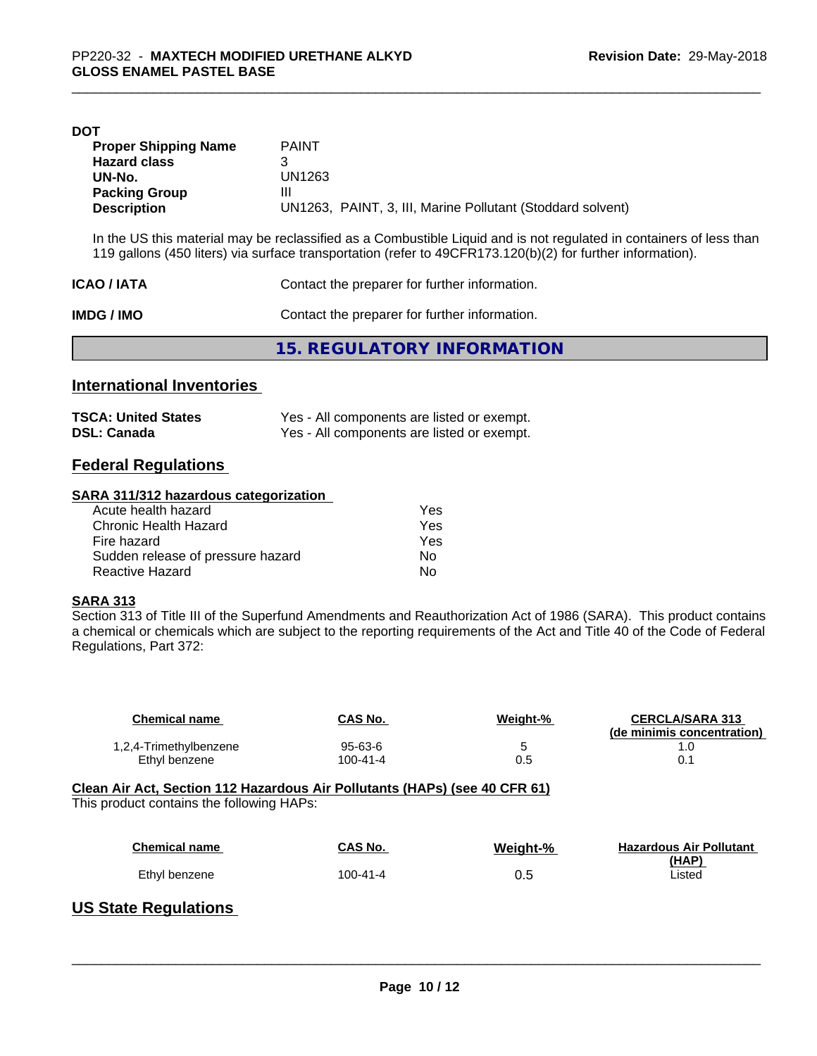**DOT**

| | |
|---|---|
| **Proper Shipping Name** | PAINT |
| **Hazard class** | 3 |
| **UN-No.** | UN1263 |
| **Packing Group** | III |
| **Description** | UN1263, PAINT, 3, III, Marine Pollutant (Stoddard solvent) |

In the US this material may be reclassified as a Combustible Liquid and is not regulated in containers of less than 119 gallons (450 liters) via surface transportation (refer to 49CFR173.120(b)(2) for further information).

**ICAO / IATA** Contact the preparer for further information.

**IMDG / IMO** Contact the preparer for further information.

## 15. REGULATORY INFORMATION

### International Inventories

| | |
|---|---|
| **TSCA: United States** | Yes - All components are listed or exempt. |
| **DSL: Canada** | Yes - All components are listed or exempt. |

### Federal Regulations

**SARA 311/312 hazardous categorization**

| | |
|---|---|
| Acute health hazard | Yes |
| Chronic Health Hazard | Yes |
| Fire hazard | Yes |
| Sudden release of pressure hazard | No |
| Reactive Hazard | No |

**SARA 313**

Section 313 of Title III of the Superfund Amendments and Reauthorization Act of 1986 (SARA). This product contains a chemical or chemicals which are subject to the reporting requirements of the Act and Title 40 of the Code of Federal Regulations, Part 372:

| Chemical name | CAS No. | Weight-% | CERCLA/SARA 313 (de minimis concentration) |
|---|---|---|---|
| 1,2,4-Trimethylbenzene | 95-63-6 | 5 | 1.0 |
| Ethyl benzene | 100-41-4 | 0.5 | 0.1 |

**Clean Air Act, Section 112 Hazardous Air Pollutants (HAPs) (see 40 CFR 61)**

This product contains the following HAPs:

| Chemical name | CAS No. | Weight-% | Hazardous Air Pollutant (HAP) |
|---|---|---|---|
| Ethyl benzene | 100-41-4 | 0.5 | Listed |

### US State Regulations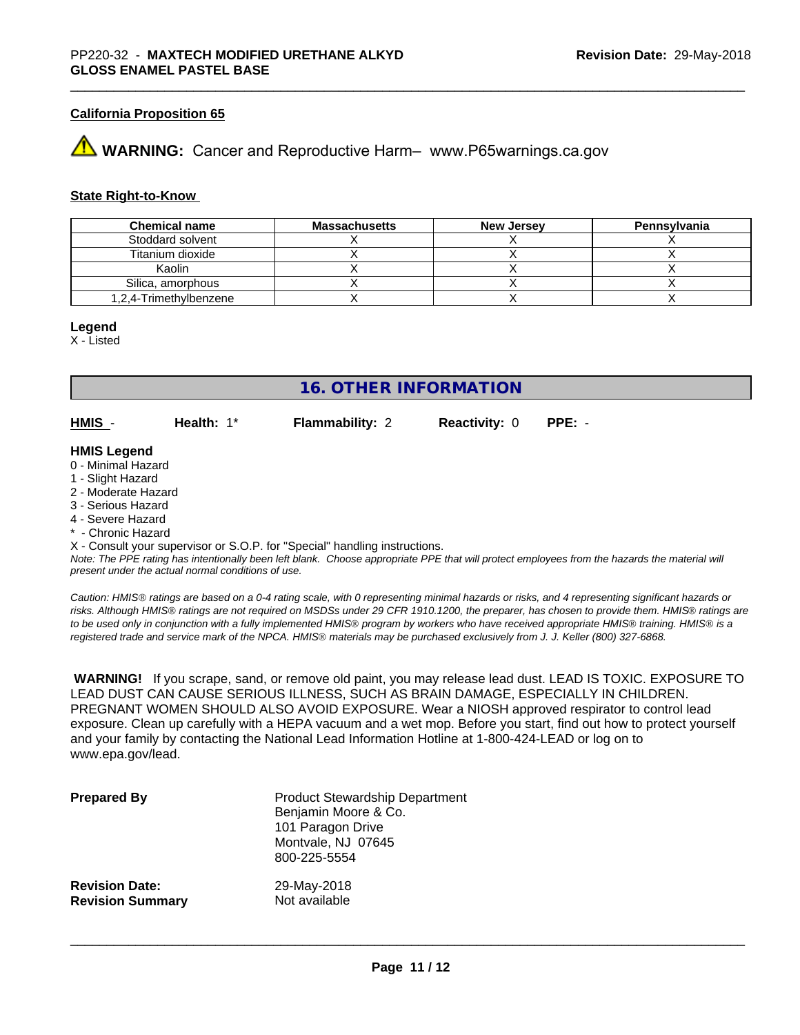### California Proposition 65

⚠ **WARNING:** Cancer and Reproductive Harm– www.P65warnings.ca.gov

### State Right-to-Know

| Chemical name | Massachusetts | New Jersey | Pennsylvania |
|---|---|---|---|
| Stoddard solvent | X | X | X |
| Titanium dioxide | X | X | X |
| Kaolin | X | X | X |
| Silica, amorphous | X | X | X |
| 1,2,4-Trimethylbenzene | X | X | X |

**Legend**
X - Listed

## 16. OTHER INFORMATION

**HMIS** - **Health:** 1* **Flammability:** 2 **Reactivity:** 0 **PPE:** -

**HMIS Legend**
0 - Minimal Hazard
1 - Slight Hazard
2 - Moderate Hazard
3 - Serious Hazard
4 - Severe Hazard
* - Chronic Hazard
X - Consult your supervisor or S.O.P. for "Special" handling instructions.
*Note: The PPE rating has intentionally been left blank. Choose appropriate PPE that will protect employees from the hazards the material will present under the actual normal conditions of use.*

*Caution: HMIS® ratings are based on a 0-4 rating scale, with 0 representing minimal hazards or risks, and 4 representing significant hazards or risks. Although HMIS® ratings are not required on MSDSs under 29 CFR 1910.1200, the preparer, has chosen to provide them. HMIS® ratings are to be used only in conjunction with a fully implemented HMIS® program by workers who have received appropriate HMIS® training. HMIS® is a registered trade and service mark of the NPCA. HMIS® materials may be purchased exclusively from J. J. Keller (800) 327-6868.*

**WARNING!** If you scrape, sand, or remove old paint, you may release lead dust. LEAD IS TOXIC. EXPOSURE TO LEAD DUST CAN CAUSE SERIOUS ILLNESS, SUCH AS BRAIN DAMAGE, ESPECIALLY IN CHILDREN. PREGNANT WOMEN SHOULD ALSO AVOID EXPOSURE. Wear a NIOSH approved respirator to control lead exposure. Clean up carefully with a HEPA vacuum and a wet mop. Before you start, find out how to protect yourself and your family by contacting the National Lead Information Hotline at 1-800-424-LEAD or log on to www.epa.gov/lead.

**Prepared By** Product Stewardship Department
Benjamin Moore & Co.
101 Paragon Drive
Montvale, NJ 07645
800-225-5554

**Revision Date:** 29-May-2018
**Revision Summary** Not available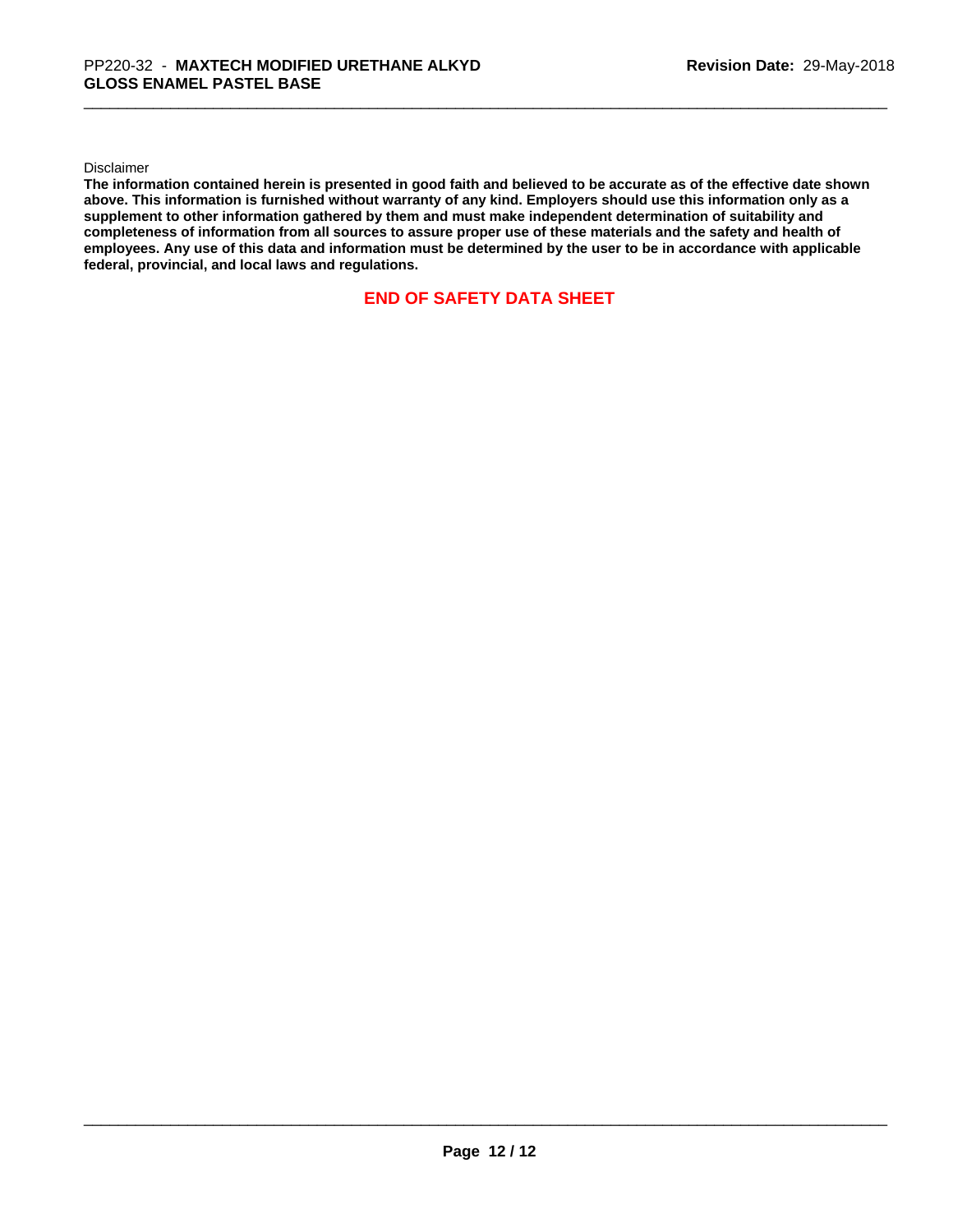Disclaimer

**The information contained herein is presented in good faith and believed to be accurate as of the effective date shown above. This information is furnished without warranty of any kind. Employers should use this information only as a supplement to other information gathered by them and must make independent determination of suitability and completeness of information from all sources to assure proper use of these materials and the safety and health of employees. Any use of this data and information must be determined by the user to be in accordance with applicable federal, provincial, and local laws and regulations.**

**END OF SAFETY DATA SHEET**